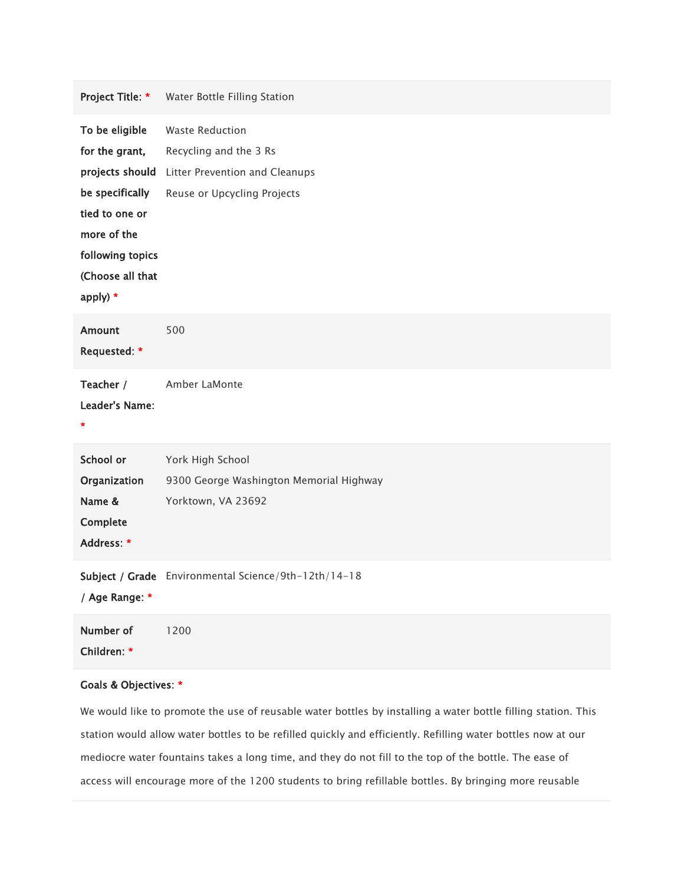| | |
|---|---|
| **Project Title:** * | Water Bottle Filling Station |
| **To be eligible for the grant, projects should be specifically tied to one or more of the following topics (Choose all that apply)** * | Waste Reduction<br>Recycling and the 3 Rs<br>Litter Prevention and Cleanups<br>Reuse or Upcycling Projects |
| **Amount Requested:** * | 500 |
| **Teacher / Leader's Name:** * | Amber LaMonte |
| **School or Organization Name & Complete Address:** * | York High School<br>9300 George Washington Memorial Highway<br>Yorktown, VA 23692 |
| **Subject / Grade / Age Range:** * | Environmental Science/9th-12th/14-18 |
| **Number of Children:** * | 1200 |

**Goals & Objectives:** *

We would like to promote the use of reusable water bottles by installing a water bottle filling station. This station would allow water bottles to be refilled quickly and efficiently. Refilling water bottles now at our mediocre water fountains takes a long time, and they do not fill to the top of the bottle. The ease of access will encourage more of the 1200 students to bring refillable bottles. By bringing more reusable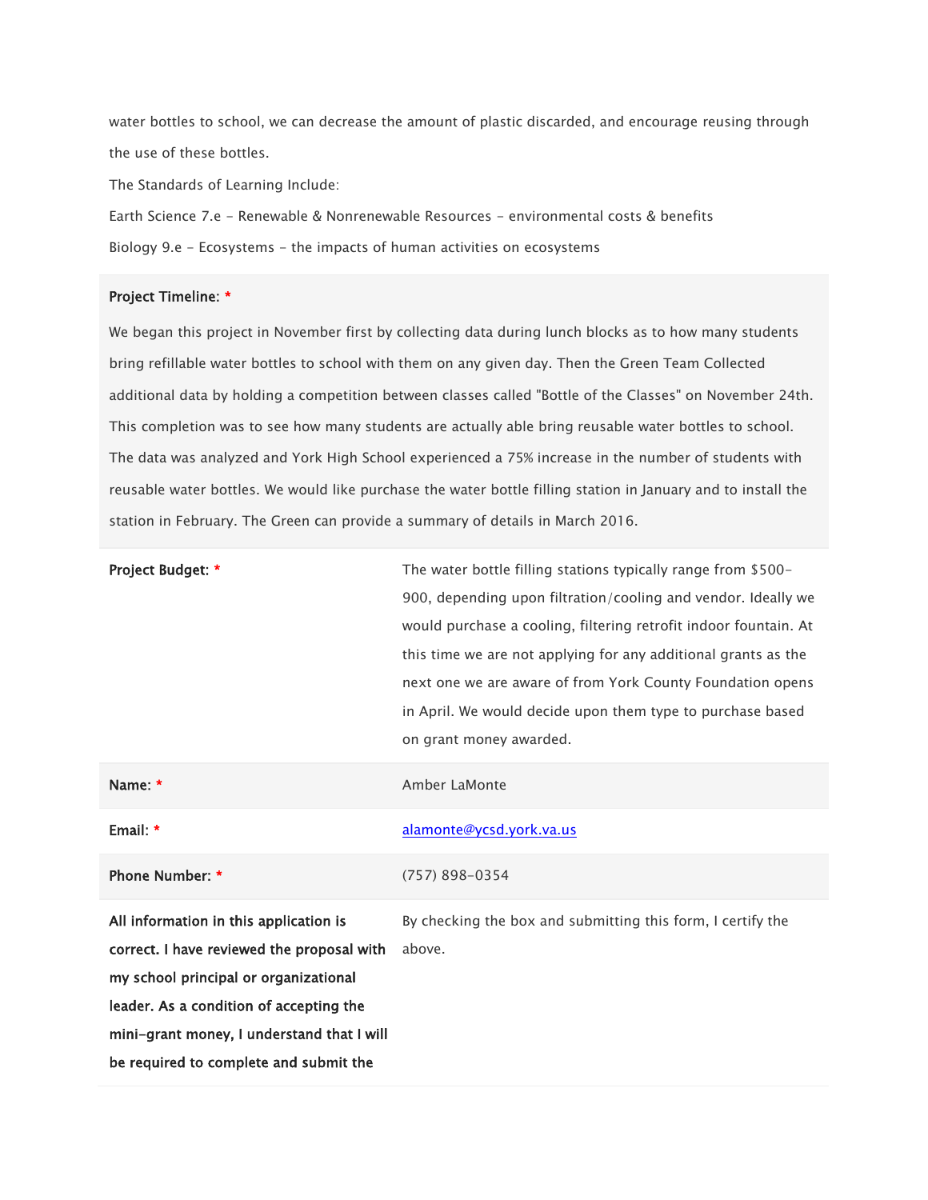water bottles to school, we can decrease the amount of plastic discarded, and encourage reusing through the use of these bottles.

The Standards of Learning Include:

Earth Science 7.e - Renewable & Nonrenewable Resources - environmental costs & benefits

Biology 9.e - Ecosystems - the impacts of human activities on ecosystems

**Project Timeline:** *

We began this project in November first by collecting data during lunch blocks as to how many students bring refillable water bottles to school with them on any given day. Then the Green Team Collected additional data by holding a competition between classes called "Bottle of the Classes" on November 24th. This completion was to see how many students are actually able bring reusable water bottles to school. The data was analyzed and York High School experienced a 75% increase in the number of students with reusable water bottles. We would like purchase the water bottle filling station in January and to install the station in February. The Green can provide a summary of details in March 2016.

| | |
|---|---|
| **Project Budget:** * | The water bottle filling stations typically range from $500-900, depending upon filtration/cooling and vendor. Ideally we would purchase a cooling, filtering retrofit indoor fountain. At this time we are not applying for any additional grants as the next one we are aware of from York County Foundation opens in April. We would decide upon them type to purchase based on grant money awarded. |
| **Name:** * | Amber LaMonte |
| **Email:** * | alamonte@ycsd.york.va.us |
| **Phone Number:** * | (757) 898-0354 |
| **All information in this application is correct. I have reviewed the proposal with my school principal or organizational leader. As a condition of accepting the mini-grant money, I understand that I will be required to complete and submit the** | By checking the box and submitting this form, I certify the above. |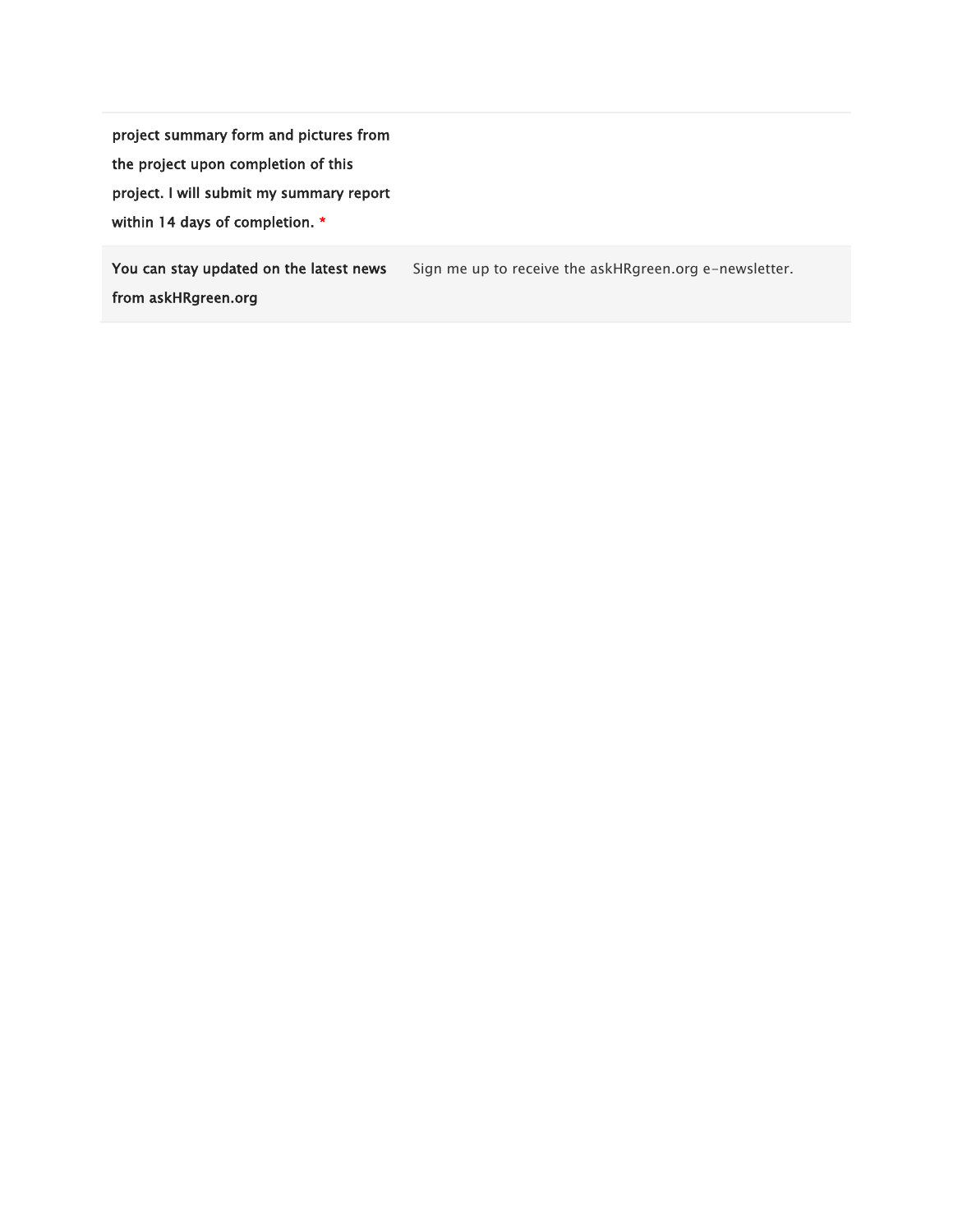| | |
|---|---|
| **project summary form and pictures from the project upon completion of this project. I will submit my summary report within 14 days of completion.** * | |
| **You can stay updated on the latest news from askHRgreen.org** | Sign me up to receive the askHRgreen.org e-newsletter. |